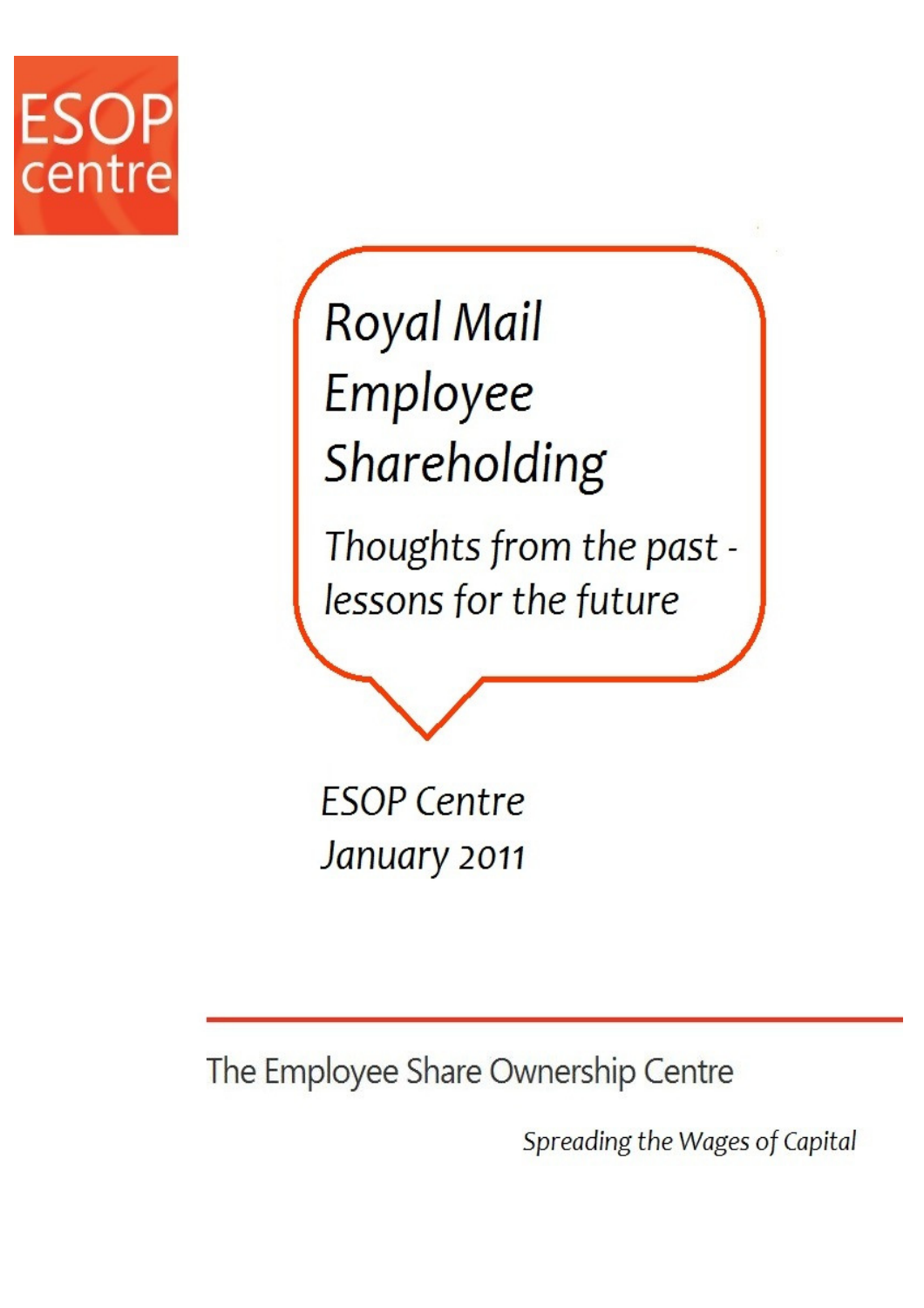ESOP centre

# Royal Mail Employee Shareholding

*Thoughts from the past - lessons for the future*

*ESOP Centre*
*January 2011*

The Employee Share Ownership Centre

*Spreading the Wages of Capital*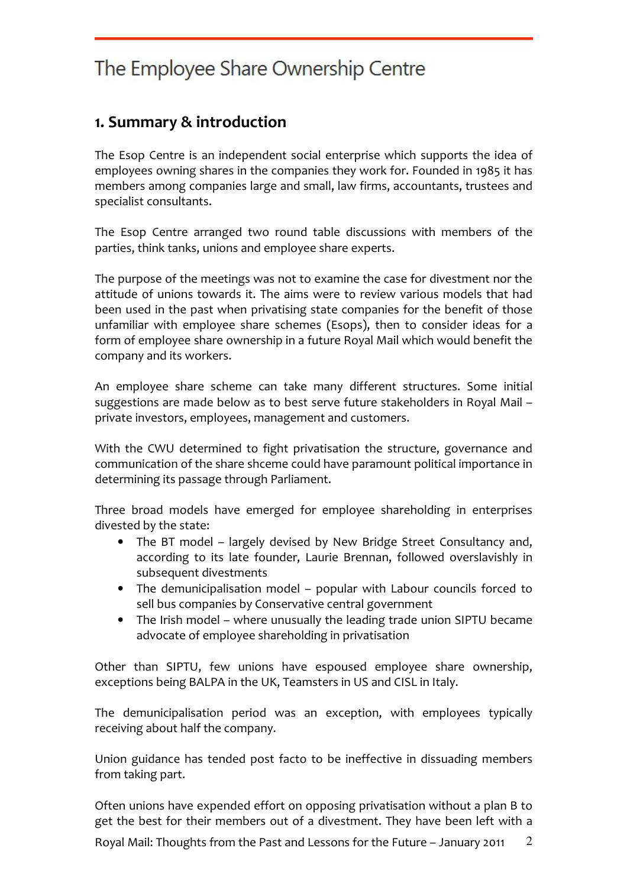# The Employee Share Ownership Centre

## 1. Summary & introduction

The Esop Centre is an independent social enterprise which supports the idea of employees owning shares in the companies they work for. Founded in 1985 it has members among companies large and small, law firms, accountants, trustees and specialist consultants.

The Esop Centre arranged two round table discussions with members of the parties, think tanks, unions and employee share experts.

The purpose of the meetings was not to examine the case for divestment nor the attitude of unions towards it. The aims were to review various models that had been used in the past when privatising state companies for the benefit of those unfamiliar with employee share schemes (Esops), then to consider ideas for a form of employee share ownership in a future Royal Mail which would benefit the company and its workers.

An employee share scheme can take many different structures. Some initial suggestions are made below as to best serve future stakeholders in Royal Mail – private investors, employees, management and customers.

With the CWU determined to fight privatisation the structure, governance and communication of the share shceme could have paramount political importance in determining its passage through Parliament.

Three broad models have emerged for employee shareholding in enterprises divested by the state:

- The BT model – largely devised by New Bridge Street Consultancy and, according to its late founder, Laurie Brennan, followed overslavishly in subsequent divestments
- The demunicipalisation model – popular with Labour councils forced to sell bus companies by Conservative central government
- The Irish model – where unusually the leading trade union SIPTU became advocate of employee shareholding in privatisation

Other than SIPTU, few unions have espoused employee share ownership, exceptions being BALPA in the UK, Teamsters in US and CISL in Italy.

The demunicipalisation period was an exception, with employees typically receiving about half the company.

Union guidance has tended post facto to be ineffective in dissuading members from taking part.

Often unions have expended effort on opposing privatisation without a plan B to get the best for their members out of a divestment. They have been left with a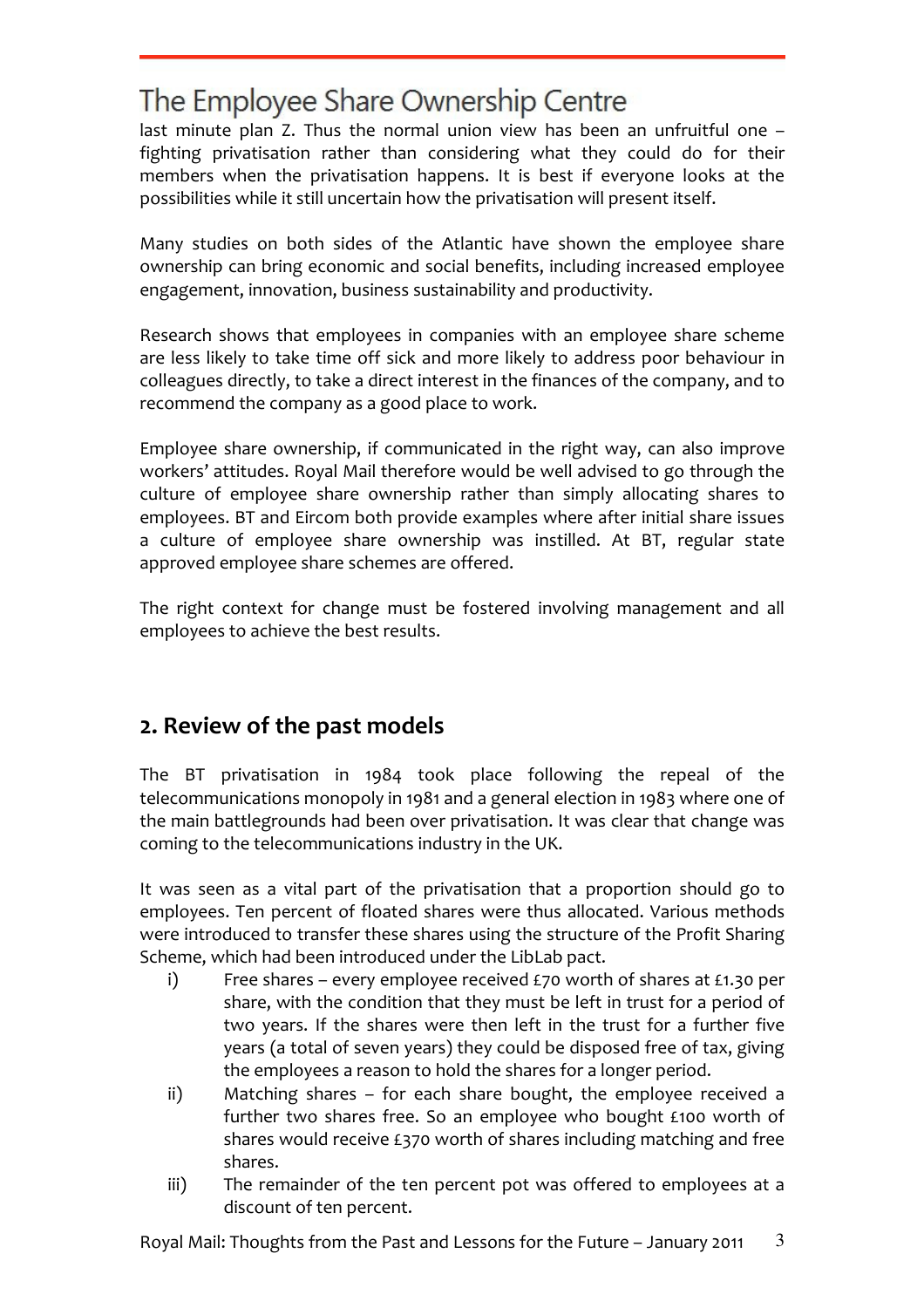last minute plan Z. Thus the normal union view has been an unfruitful one – fighting privatisation rather than considering what they could do for their members when the privatisation happens. It is best if everyone looks at the possibilities while it still uncertain how the privatisation will present itself.

Many studies on both sides of the Atlantic have shown the employee share ownership can bring economic and social benefits, including increased employee engagement, innovation, business sustainability and productivity.

Research shows that employees in companies with an employee share scheme are less likely to take time off sick and more likely to address poor behaviour in colleagues directly, to take a direct interest in the finances of the company, and to recommend the company as a good place to work.

Employee share ownership, if communicated in the right way, can also improve workers' attitudes. Royal Mail therefore would be well advised to go through the culture of employee share ownership rather than simply allocating shares to employees. BT and Eircom both provide examples where after initial share issues a culture of employee share ownership was instilled. At BT, regular state approved employee share schemes are offered.

The right context for change must be fostered involving management and all employees to achieve the best results.

## 2. Review of the past models

The BT privatisation in 1984 took place following the repeal of the telecommunications monopoly in 1981 and a general election in 1983 where one of the main battlegrounds had been over privatisation. It was clear that change was coming to the telecommunications industry in the UK.

It was seen as a vital part of the privatisation that a proportion should go to employees. Ten percent of floated shares were thus allocated. Various methods were introduced to transfer these shares using the structure of the Profit Sharing Scheme, which had been introduced under the LibLab pact.

i) Free shares – every employee received £70 worth of shares at £1.30 per share, with the condition that they must be left in trust for a period of two years. If the shares were then left in the trust for a further five years (a total of seven years) they could be disposed free of tax, giving the employees a reason to hold the shares for a longer period.

ii) Matching shares – for each share bought, the employee received a further two shares free. So an employee who bought £100 worth of shares would receive £370 worth of shares including matching and free shares.

iii) The remainder of the ten percent pot was offered to employees at a discount of ten percent.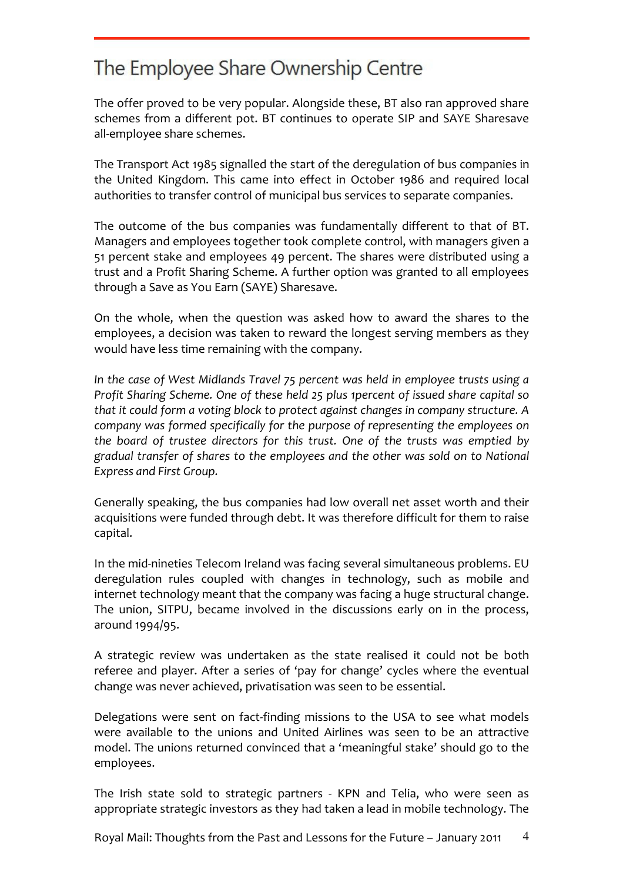The offer proved to be very popular. Alongside these, BT also ran approved share schemes from a different pot. BT continues to operate SIP and SAYE Sharesave all-employee share schemes.

The Transport Act 1985 signalled the start of the deregulation of bus companies in the United Kingdom. This came into effect in October 1986 and required local authorities to transfer control of municipal bus services to separate companies.

The outcome of the bus companies was fundamentally different to that of BT. Managers and employees together took complete control, with managers given a 51 percent stake and employees 49 percent. The shares were distributed using a trust and a Profit Sharing Scheme. A further option was granted to all employees through a Save as You Earn (SAYE) Sharesave.

On the whole, when the question was asked how to award the shares to the employees, a decision was taken to reward the longest serving members as they would have less time remaining with the company.

*In the case of West Midlands Travel 75 percent was held in employee trusts using a Profit Sharing Scheme. One of these held 25 plus 1percent of issued share capital so that it could form a voting block to protect against changes in company structure. A company was formed specifically for the purpose of representing the employees on the board of trustee directors for this trust. One of the trusts was emptied by gradual transfer of shares to the employees and the other was sold on to National Express and First Group.*

Generally speaking, the bus companies had low overall net asset worth and their acquisitions were funded through debt. It was therefore difficult for them to raise capital.

In the mid-nineties Telecom Ireland was facing several simultaneous problems. EU deregulation rules coupled with changes in technology, such as mobile and internet technology meant that the company was facing a huge structural change. The union, SITPU, became involved in the discussions early on in the process, around 1994/95.

A strategic review was undertaken as the state realised it could not be both referee and player. After a series of 'pay for change' cycles where the eventual change was never achieved, privatisation was seen to be essential.

Delegations were sent on fact-finding missions to the USA to see what models were available to the unions and United Airlines was seen to be an attractive model. The unions returned convinced that a 'meaningful stake' should go to the employees.

The Irish state sold to strategic partners - KPN and Telia, who were seen as appropriate strategic investors as they had taken a lead in mobile technology. The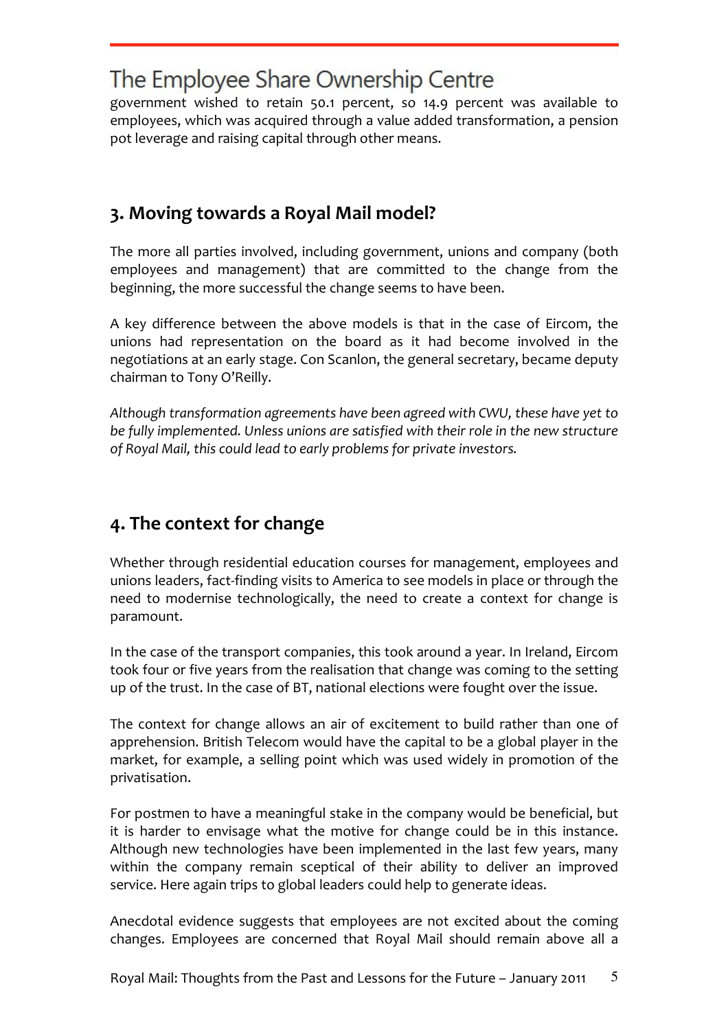government wished to retain 50.1 percent, so 14.9 percent was available to employees, which was acquired through a value added transformation, a pension pot leverage and raising capital through other means.

## 3. Moving towards a Royal Mail model?

The more all parties involved, including government, unions and company (both employees and management) that are committed to the change from the beginning, the more successful the change seems to have been.

A key difference between the above models is that in the case of Eircom, the unions had representation on the board as it had become involved in the negotiations at an early stage. Con Scanlon, the general secretary, became deputy chairman to Tony O'Reilly.

*Although transformation agreements have been agreed with CWU, these have yet to be fully implemented. Unless unions are satisfied with their role in the new structure of Royal Mail, this could lead to early problems for private investors.*

## 4. The context for change

Whether through residential education courses for management, employees and unions leaders, fact-finding visits to America to see models in place or through the need to modernise technologically, the need to create a context for change is paramount.

In the case of the transport companies, this took around a year. In Ireland, Eircom took four or five years from the realisation that change was coming to the setting up of the trust. In the case of BT, national elections were fought over the issue.

The context for change allows an air of excitement to build rather than one of apprehension. British Telecom would have the capital to be a global player in the market, for example, a selling point which was used widely in promotion of the privatisation.

For postmen to have a meaningful stake in the company would be beneficial, but it is harder to envisage what the motive for change could be in this instance. Although new technologies have been implemented in the last few years, many within the company remain sceptical of their ability to deliver an improved service. Here again trips to global leaders could help to generate ideas.

Anecdotal evidence suggests that employees are not excited about the coming changes. Employees are concerned that Royal Mail should remain above all a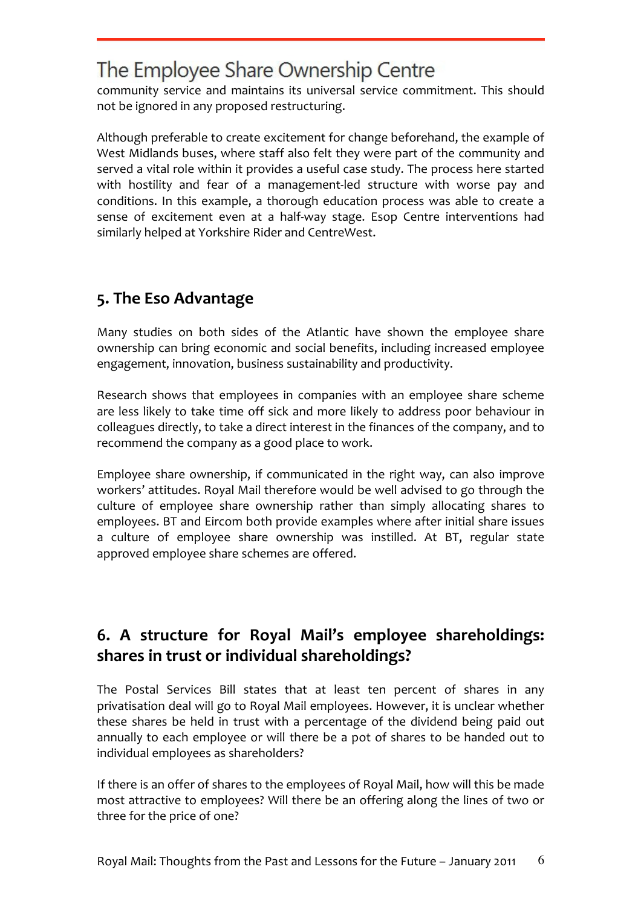community service and maintains its universal service commitment. This should not be ignored in any proposed restructuring.

Although preferable to create excitement for change beforehand, the example of West Midlands buses, where staff also felt they were part of the community and served a vital role within it provides a useful case study. The process here started with hostility and fear of a management-led structure with worse pay and conditions. In this example, a thorough education process was able to create a sense of excitement even at a half-way stage. Esop Centre interventions had similarly helped at Yorkshire Rider and CentreWest.

## 5. The Eso Advantage

Many studies on both sides of the Atlantic have shown the employee share ownership can bring economic and social benefits, including increased employee engagement, innovation, business sustainability and productivity.

Research shows that employees in companies with an employee share scheme are less likely to take time off sick and more likely to address poor behaviour in colleagues directly, to take a direct interest in the finances of the company, and to recommend the company as a good place to work.

Employee share ownership, if communicated in the right way, can also improve workers' attitudes. Royal Mail therefore would be well advised to go through the culture of employee share ownership rather than simply allocating shares to employees. BT and Eircom both provide examples where after initial share issues a culture of employee share ownership was instilled. At BT, regular state approved employee share schemes are offered.

## 6. A structure for Royal Mail's employee shareholdings: shares in trust or individual shareholdings?

The Postal Services Bill states that at least ten percent of shares in any privatisation deal will go to Royal Mail employees. However, it is unclear whether these shares be held in trust with a percentage of the dividend being paid out annually to each employee or will there be a pot of shares to be handed out to individual employees as shareholders?

If there is an offer of shares to the employees of Royal Mail, how will this be made most attractive to employees? Will there be an offering along the lines of two or three for the price of one?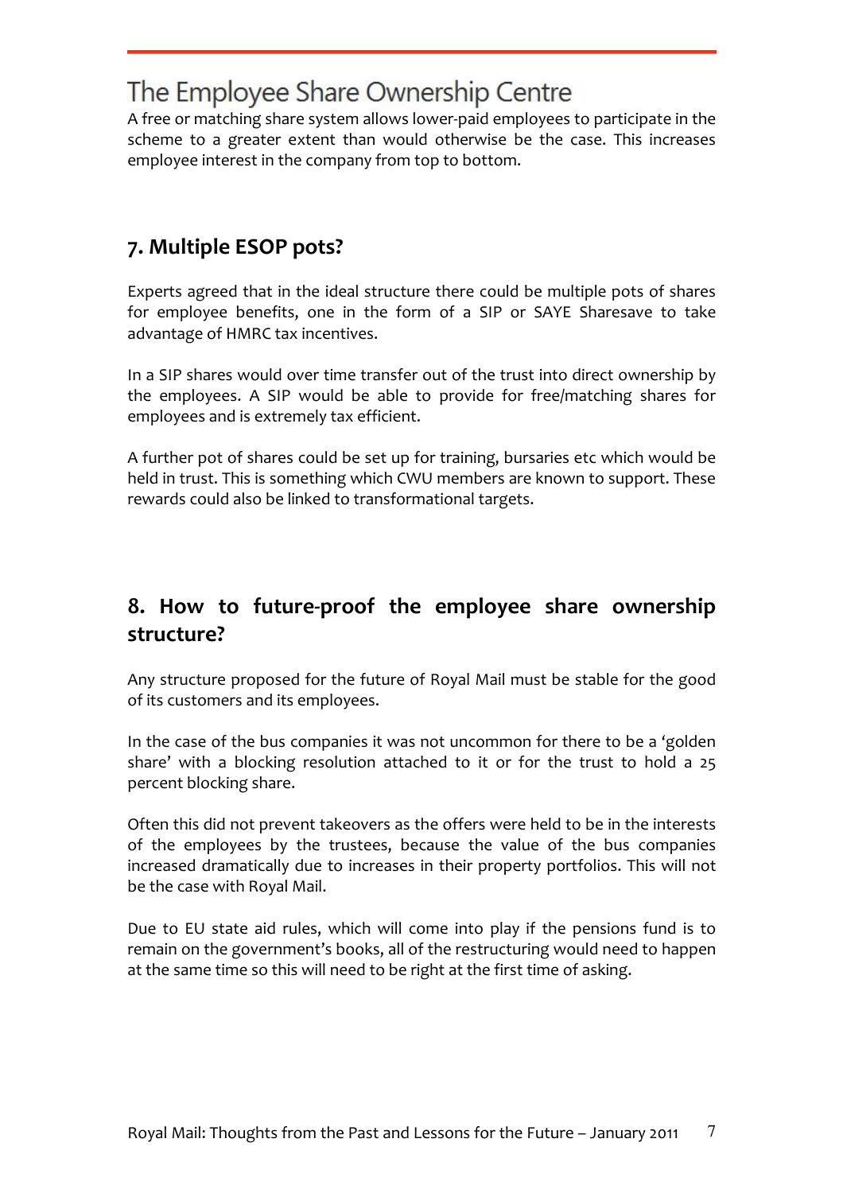A free or matching share system allows lower-paid employees to participate in the scheme to a greater extent than would otherwise be the case. This increases employee interest in the company from top to bottom.

## 7. Multiple ESOP pots?

Experts agreed that in the ideal structure there could be multiple pots of shares for employee benefits, one in the form of a SIP or SAYE Sharesave to take advantage of HMRC tax incentives.

In a SIP shares would over time transfer out of the trust into direct ownership by the employees. A SIP would be able to provide for free/matching shares for employees and is extremely tax efficient.

A further pot of shares could be set up for training, bursaries etc which would be held in trust. This is something which CWU members are known to support. These rewards could also be linked to transformational targets.

## 8. How to future-proof the employee share ownership structure?

Any structure proposed for the future of Royal Mail must be stable for the good of its customers and its employees.

In the case of the bus companies it was not uncommon for there to be a 'golden share' with a blocking resolution attached to it or for the trust to hold a 25 percent blocking share.

Often this did not prevent takeovers as the offers were held to be in the interests of the employees by the trustees, because the value of the bus companies increased dramatically due to increases in their property portfolios. This will not be the case with Royal Mail.

Due to EU state aid rules, which will come into play if the pensions fund is to remain on the government's books, all of the restructuring would need to happen at the same time so this will need to be right at the first time of asking.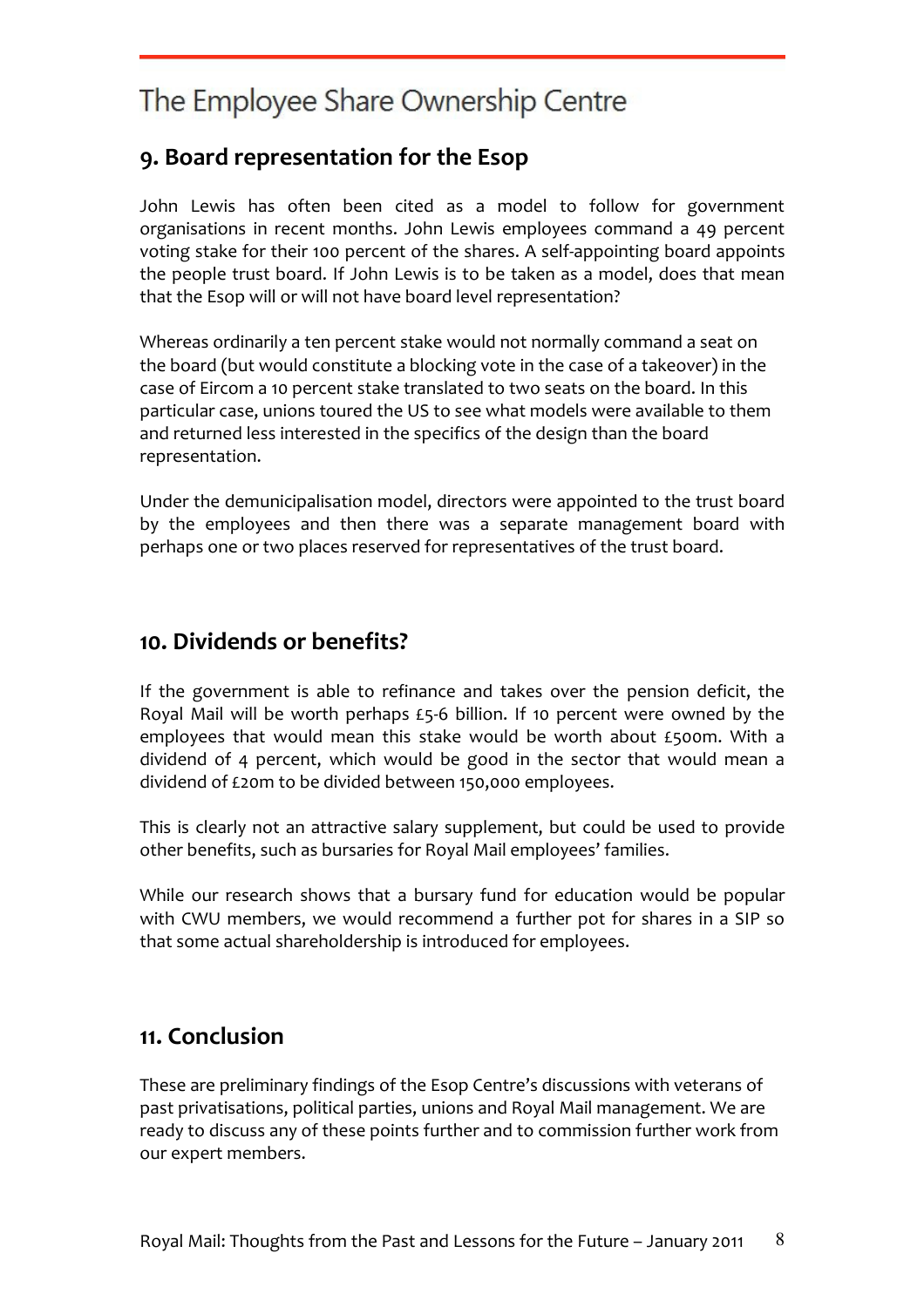## 9. Board representation for the Esop

John Lewis has often been cited as a model to follow for government organisations in recent months. John Lewis employees command a 49 percent voting stake for their 100 percent of the shares. A self-appointing board appoints the people trust board. If John Lewis is to be taken as a model, does that mean that the Esop will or will not have board level representation?

Whereas ordinarily a ten percent stake would not normally command a seat on the board (but would constitute a blocking vote in the case of a takeover) in the case of Eircom a 10 percent stake translated to two seats on the board. In this particular case, unions toured the US to see what models were available to them and returned less interested in the specifics of the design than the board representation.

Under the demunicipalisation model, directors were appointed to the trust board by the employees and then there was a separate management board with perhaps one or two places reserved for representatives of the trust board.

## 10. Dividends or benefits?

If the government is able to refinance and takes over the pension deficit, the Royal Mail will be worth perhaps £5-6 billion. If 10 percent were owned by the employees that would mean this stake would be worth about £500m. With a dividend of 4 percent, which would be good in the sector that would mean a dividend of £20m to be divided between 150,000 employees.

This is clearly not an attractive salary supplement, but could be used to provide other benefits, such as bursaries for Royal Mail employees' families.

While our research shows that a bursary fund for education would be popular with CWU members, we would recommend a further pot for shares in a SIP so that some actual shareholdership is introduced for employees.

## 11. Conclusion

These are preliminary findings of the Esop Centre's discussions with veterans of past privatisations, political parties, unions and Royal Mail management. We are ready to discuss any of these points further and to commission further work from our expert members.